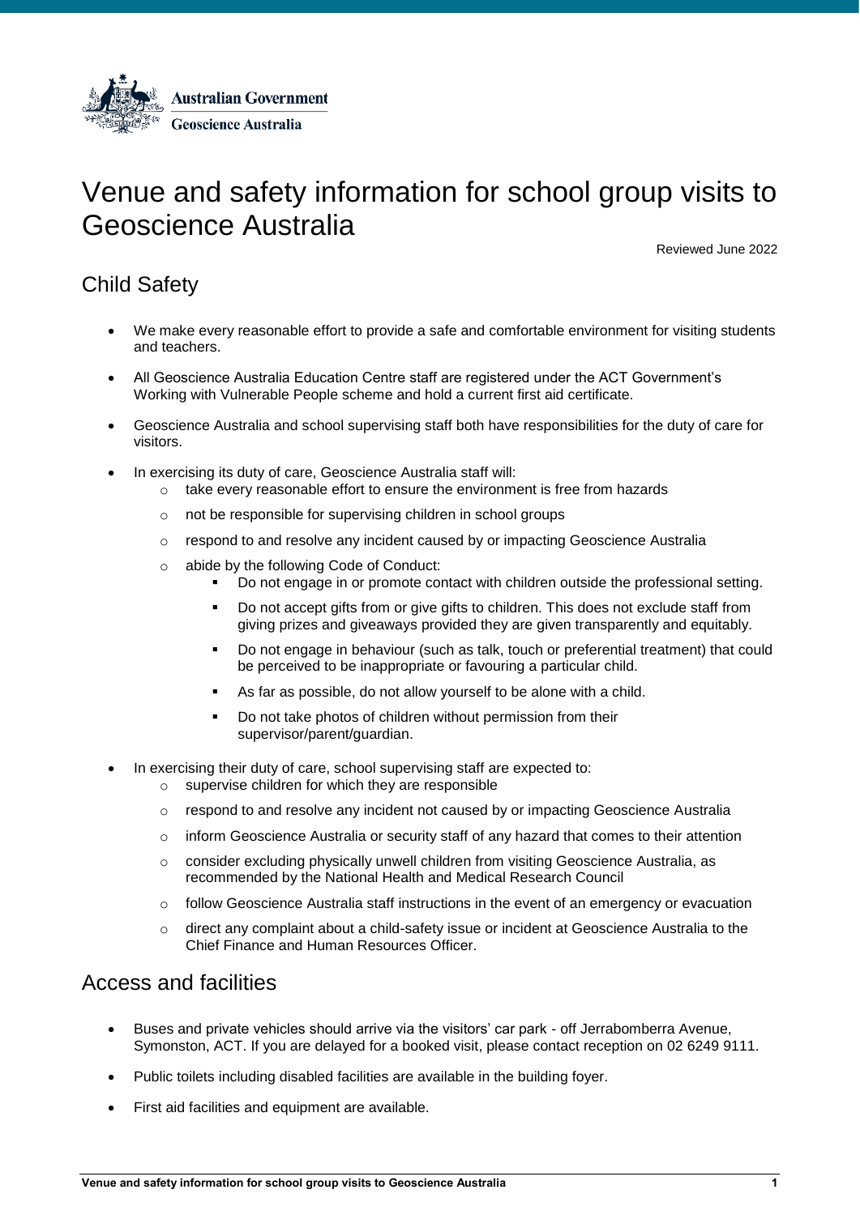Australian Government
Geoscience Australia

# Venue and safety information for school group visits to Geoscience Australia

Reviewed June 2022

## Child Safety

- We make every reasonable effort to provide a safe and comfortable environment for visiting students and teachers.
- All Geoscience Australia Education Centre staff are registered under the ACT Government's Working with Vulnerable People scheme and hold a current first aid certificate.
- Geoscience Australia and school supervising staff both have responsibilities for the duty of care for visitors.
- In exercising its duty of care, Geoscience Australia staff will:
    - take every reasonable effort to ensure the environment is free from hazards
    - not be responsible for supervising children in school groups
    - respond to and resolve any incident caused by or impacting Geoscience Australia
    - abide by the following Code of Conduct:
        - Do not engage in or promote contact with children outside the professional setting.
        - Do not accept gifts from or give gifts to children. This does not exclude staff from giving prizes and giveaways provided they are given transparently and equitably.
        - Do not engage in behaviour (such as talk, touch or preferential treatment) that could be perceived to be inappropriate or favouring a particular child.
        - As far as possible, do not allow yourself to be alone with a child.
        - Do not take photos of children without permission from their supervisor/parent/guardian.
- In exercising their duty of care, school supervising staff are expected to:
    - supervise children for which they are responsible
    - respond to and resolve any incident not caused by or impacting Geoscience Australia
    - inform Geoscience Australia or security staff of any hazard that comes to their attention
    - consider excluding physically unwell children from visiting Geoscience Australia, as recommended by the National Health and Medical Research Council
    - follow Geoscience Australia staff instructions in the event of an emergency or evacuation
    - direct any complaint about a child-safety issue or incident at Geoscience Australia to the Chief Finance and Human Resources Officer.

## Access and facilities

- Buses and private vehicles should arrive via the visitors' car park - off Jerrabomberra Avenue, Symonston, ACT. If you are delayed for a booked visit, please contact reception on 02 6249 9111.
- Public toilets including disabled facilities are available in the building foyer.
- First aid facilities and equipment are available.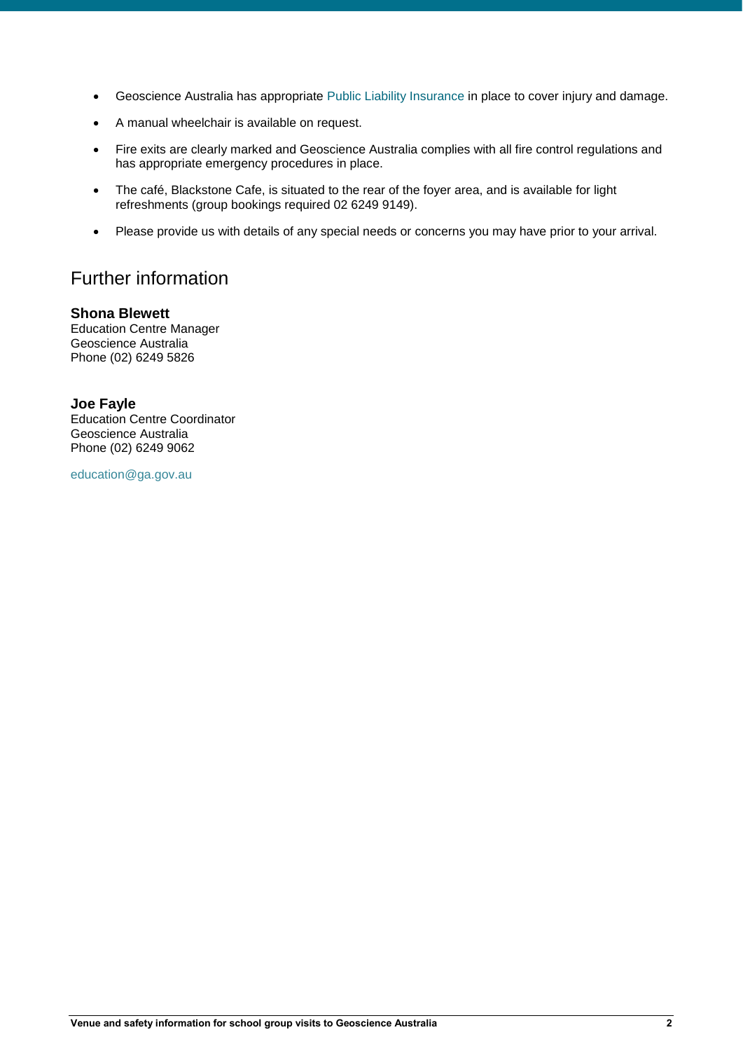- Geoscience Australia has appropriate Public Liability Insurance in place to cover injury and damage.
- A manual wheelchair is available on request.
- Fire exits are clearly marked and Geoscience Australia complies with all fire control regulations and has appropriate emergency procedures in place.
- The café, Blackstone Cafe, is situated to the rear of the foyer area, and is available for light refreshments (group bookings required 02 6249 9149).
- Please provide us with details of any special needs or concerns you may have prior to your arrival.

## Further information

**Shona Blewett**
Education Centre Manager
Geoscience Australia
Phone (02) 6249 5826

**Joe Fayle**
Education Centre Coordinator
Geoscience Australia
Phone (02) 6249 9062

education@ga.gov.au